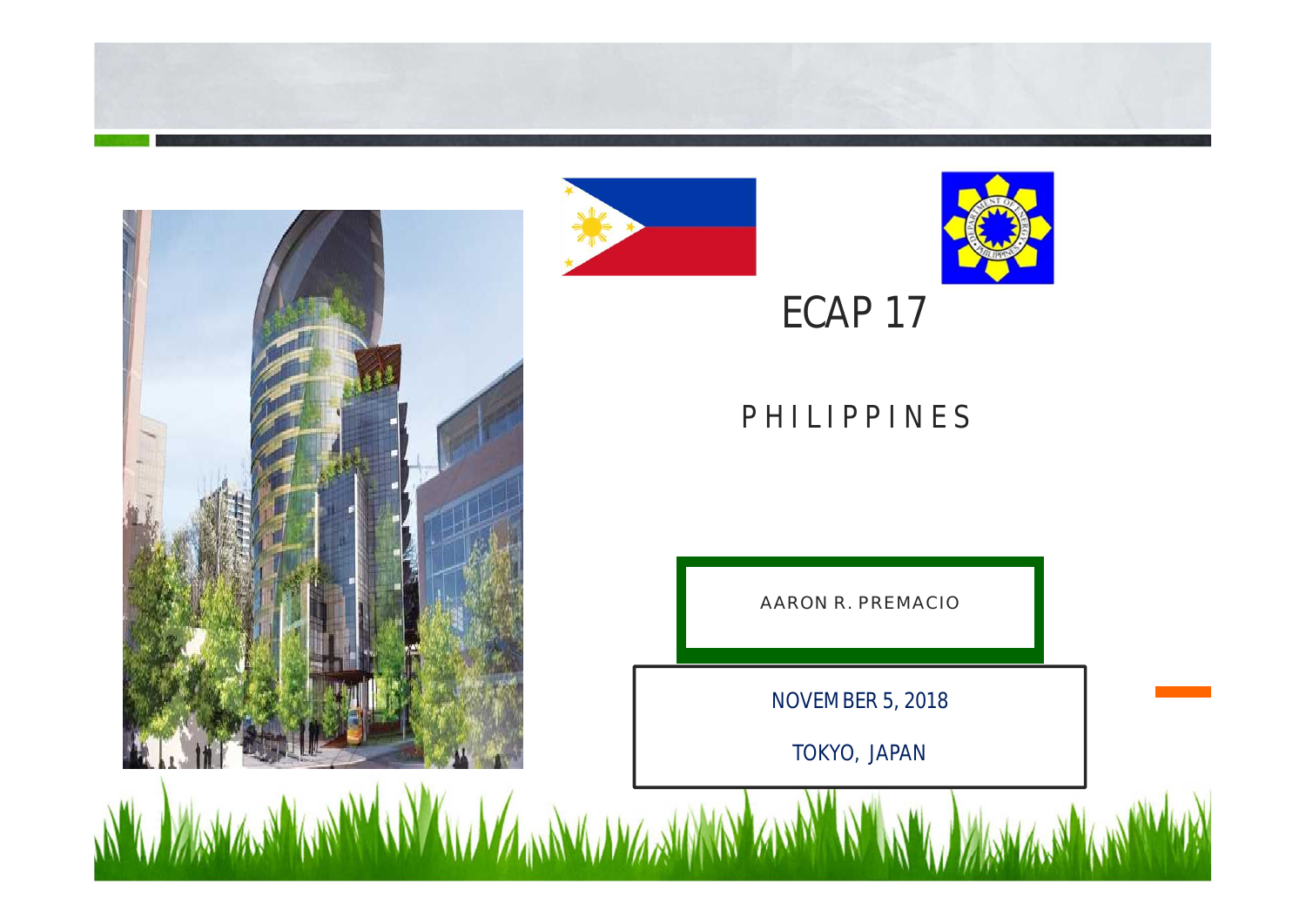# ECAP 17

## PHILIPPINES

AARON R. PREMACIO

NOVEMBER 5, 2018

TOKYO, JAPAN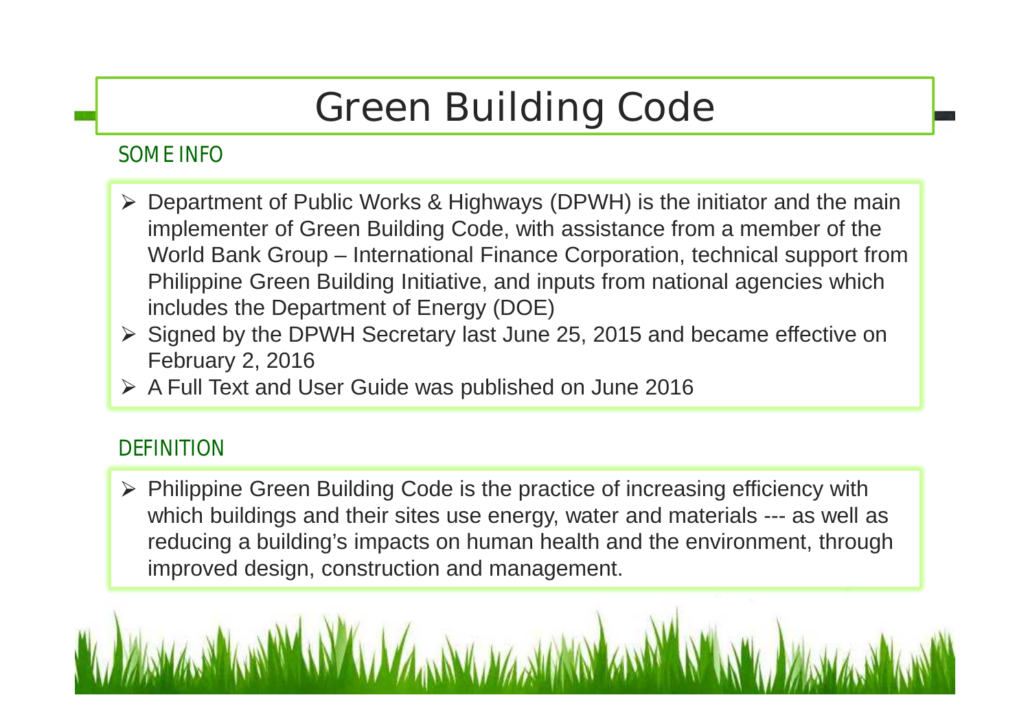# Green Building Code

## SOME INFO

- Department of Public Works & Highways (DPWH) is the initiator and the main implementer of Green Building Code, with assistance from a member of the World Bank Group – International Finance Corporation, technical support from Philippine Green Building Initiative, and inputs from national agencies which includes the Department of Energy (DOE)
- Signed by the DPWH Secretary last June 25, 2015 and became effective on February 2, 2016
- A Full Text and User Guide was published on June 2016

## DEFINITION

- Philippine Green Building Code is the practice of increasing efficiency with which buildings and their sites use energy, water and materials --- as well as reducing a building's impacts on human health and the environment, through improved design, construction and management.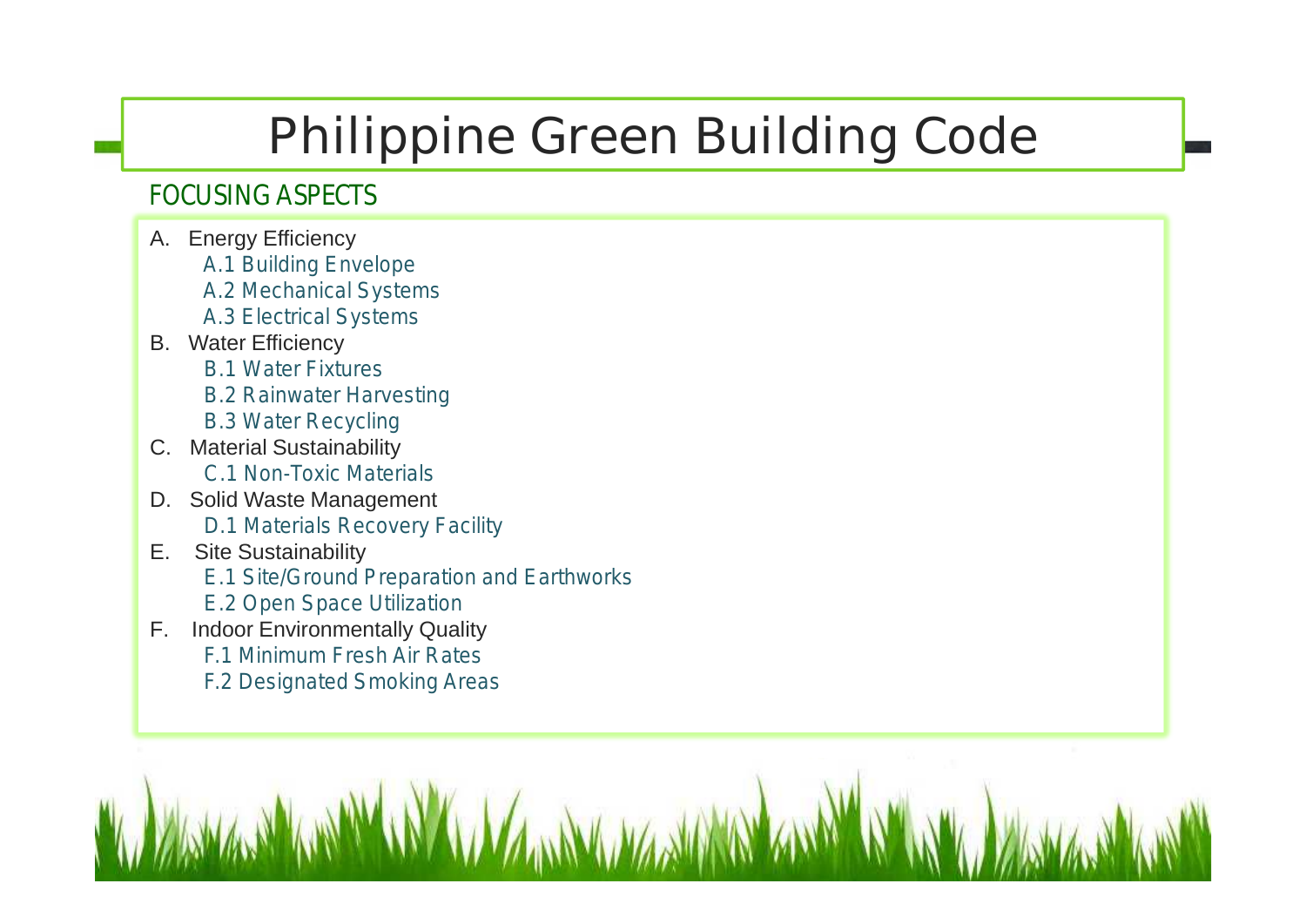# Philippine Green Building Code

## FOCUSING ASPECTS

A. Energy Efficiency
   - A.1 Building Envelope
   - A.2 Mechanical Systems
   - A.3 Electrical Systems

B. Water Efficiency
   - B.1 Water Fixtures
   - B.2 Rainwater Harvesting
   - B.3 Water Recycling

C. Material Sustainability
   - C.1 Non-Toxic Materials

D. Solid Waste Management
   - D.1 Materials Recovery Facility

E. Site Sustainability
   - E.1 Site/Ground Preparation and Earthworks
   - E.2 Open Space Utilization

F. Indoor Environmentally Quality
   - F.1 Minimum Fresh Air Rates
   - F.2 Designated Smoking Areas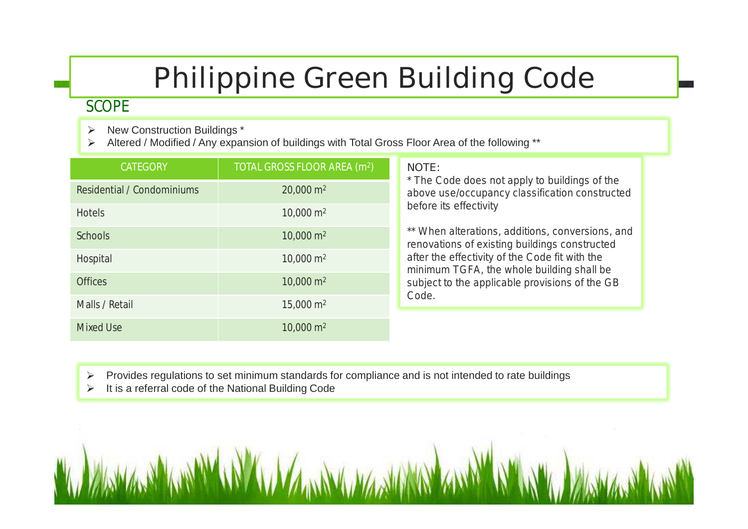# Philippine Green Building Code

## SCOPE

- New Construction Buildings *
- Altered / Modified / Any expansion of buildings with Total Gross Floor Area of the following **

| CATEGORY | TOTAL GROSS FLOOR AREA ($m^2$) |
|---|---|
| Residential / Condominiums | 20,000 $m^2$ |
| Hotels | 10,000 $m^2$ |
| Schools | 10,000 $m^2$ |
| Hospital | 10,000 $m^2$ |
| Offices | 10,000 $m^2$ |
| Malls / Retail | 15,000 $m^2$ |
| Mixed Use | 10,000 $m^2$ |

NOTE:

* The Code does not apply to buildings of the above use/occupancy classification constructed before its effectivity

** When alterations, additions, conversions, and renovations of existing buildings constructed after the effectivity of the Code fit with the minimum TGFA, the whole building shall be subject to the applicable provisions of the GB Code.

- Provides regulations to set minimum standards for compliance and is not intended to rate buildings
- It is a referral code of the National Building Code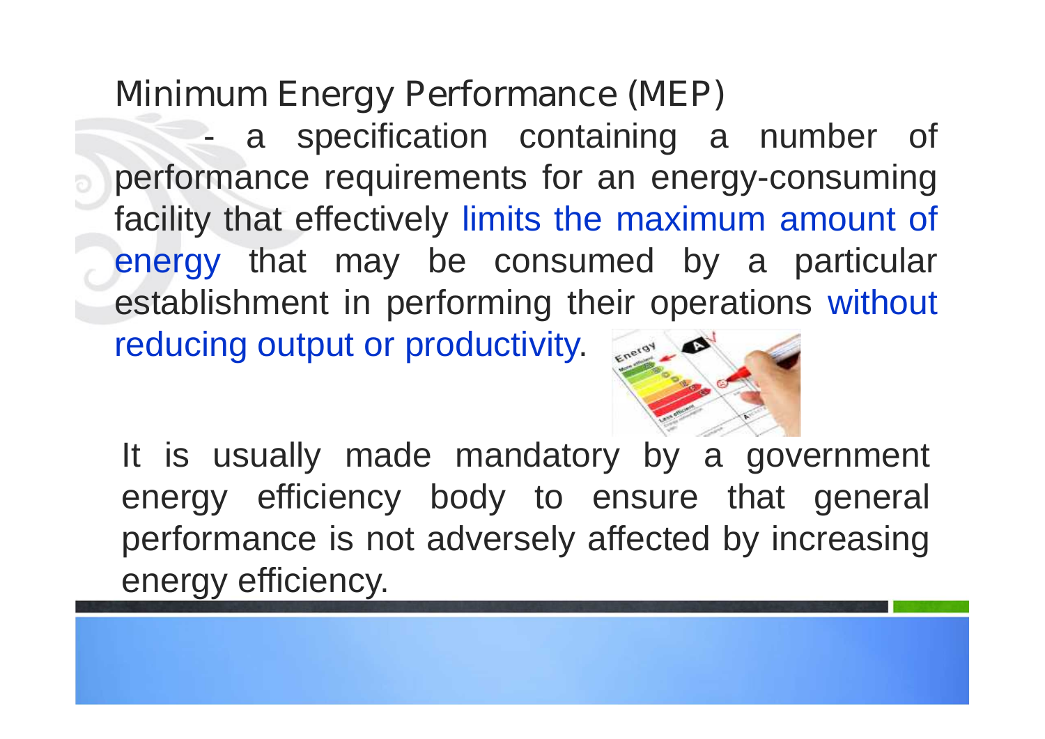## Minimum Energy Performance (MEP)

- a specification containing a number of performance requirements for an energy-consuming facility that effectively limits the maximum amount of energy that may be consumed by a particular establishment in performing their operations without reducing output or productivity.

It is usually made mandatory by a government energy efficiency body to ensure that general performance is not adversely affected by increasing energy efficiency.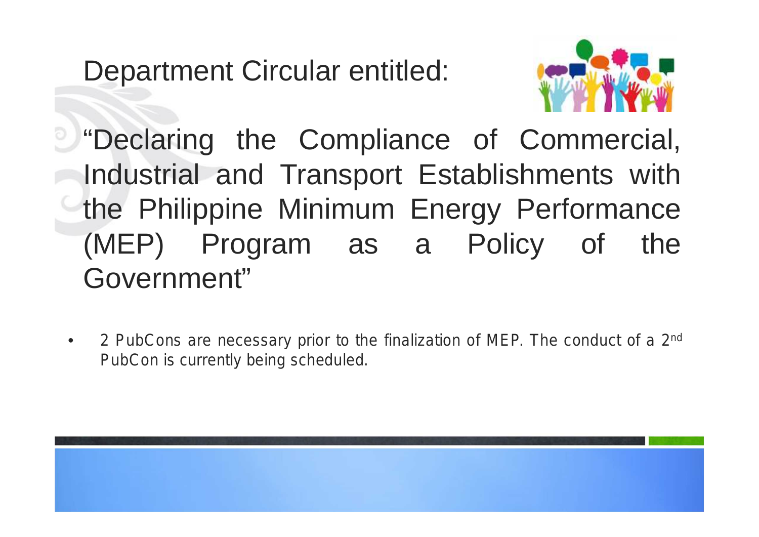# Department Circular entitled:

## "Declaring the Compliance of Commercial, Industrial and Transport Establishments with the Philippine Minimum Energy Performance (MEP) Program as a Policy of the Government"

- 2 PubCons are necessary prior to the finalization of MEP. The conduct of a 2nd PubCon is currently being scheduled.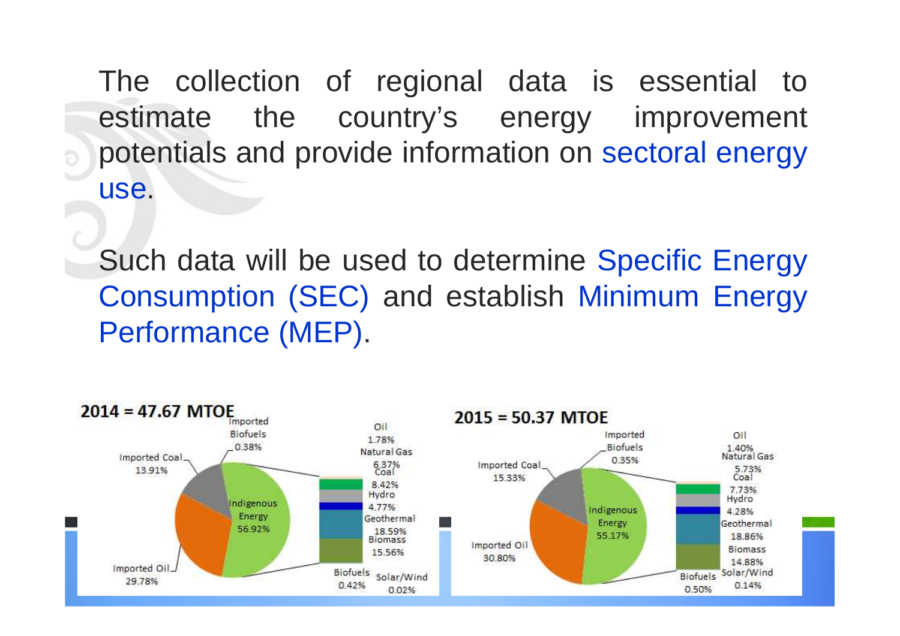The collection of regional data is essential to estimate the country's energy improvement potentials and provide information on sectoral energy use.

Such data will be used to determine Specific Energy Consumption (SEC) and establish Minimum Energy Performance (MEP).

**2014 = 47.67 MTOE**

Imported Biofuels 0.38%
Imported Coal 13.91%
Indigenous Energy 56.92%
Imported Oil 29.78%
Oil 1.78%
Natural Gas 6.37%
Coal 8.42%
Hydro 4.77%
Geothermal 18.59%
Biomass 15.56%
Biofuels 0.42%
Solar/Wind 0.02%

**2015 = 50.37 MTOE**

Imported Biofuels 0.35%
Imported Coal 15.33%
Indigenous Energy 55.17%
Imported Oil 30.80%
Oil 1.40%
Natural Gas 5.73%
Coal 7.73%
Hydro 4.28%
Geothermal 18.86%
Biomass 14.88%
Biofuels 0.50%
Solar/Wind 0.14%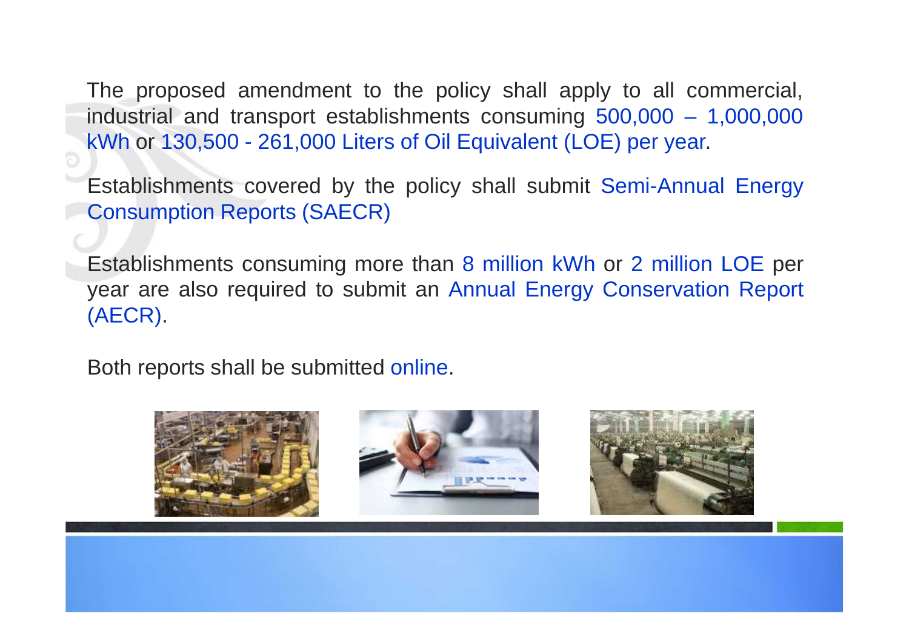The proposed amendment to the policy shall apply to all commercial, industrial and transport establishments consuming 500,000 – 1,000,000 kWh or 130,500 - 261,000 Liters of Oil Equivalent (LOE) per year.

Establishments covered by the policy shall submit Semi-Annual Energy Consumption Reports (SAECR)

Establishments consuming more than 8 million kWh or 2 million LOE per year are also required to submit an Annual Energy Conservation Report (AECR).

Both reports shall be submitted online.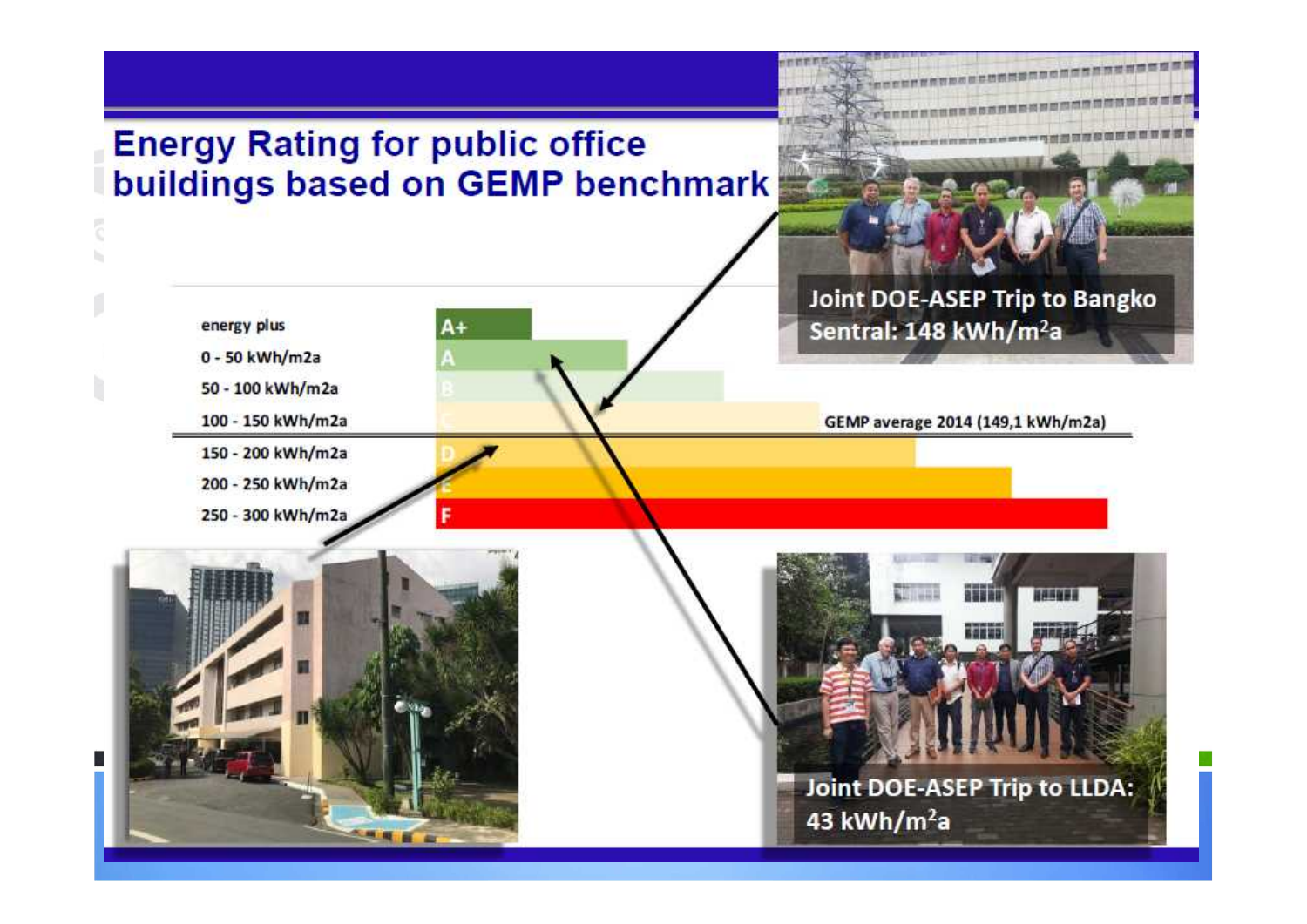# Energy Rating for public office buildings based on GEMP benchmark

| Range | Rating |
|---|---|
| energy plus | A+ |
| 0 - 50 kWh/m2a | A |
| 50 - 100 kWh/m2a | B |
| 100 - 150 kWh/m2a | C |
| 150 - 200 kWh/m2a | D |
| 200 - 250 kWh/m2a | E |
| 250 - 300 kWh/m2a | F |

GEMP average 2014 (149,1 kWh/m2a)

Joint DOE-ASEP Trip to Bangko Sentral: 148 kWh/$m^2$a

Joint DOE-ASEP Trip to LLDA: 43 kWh/$m^2$a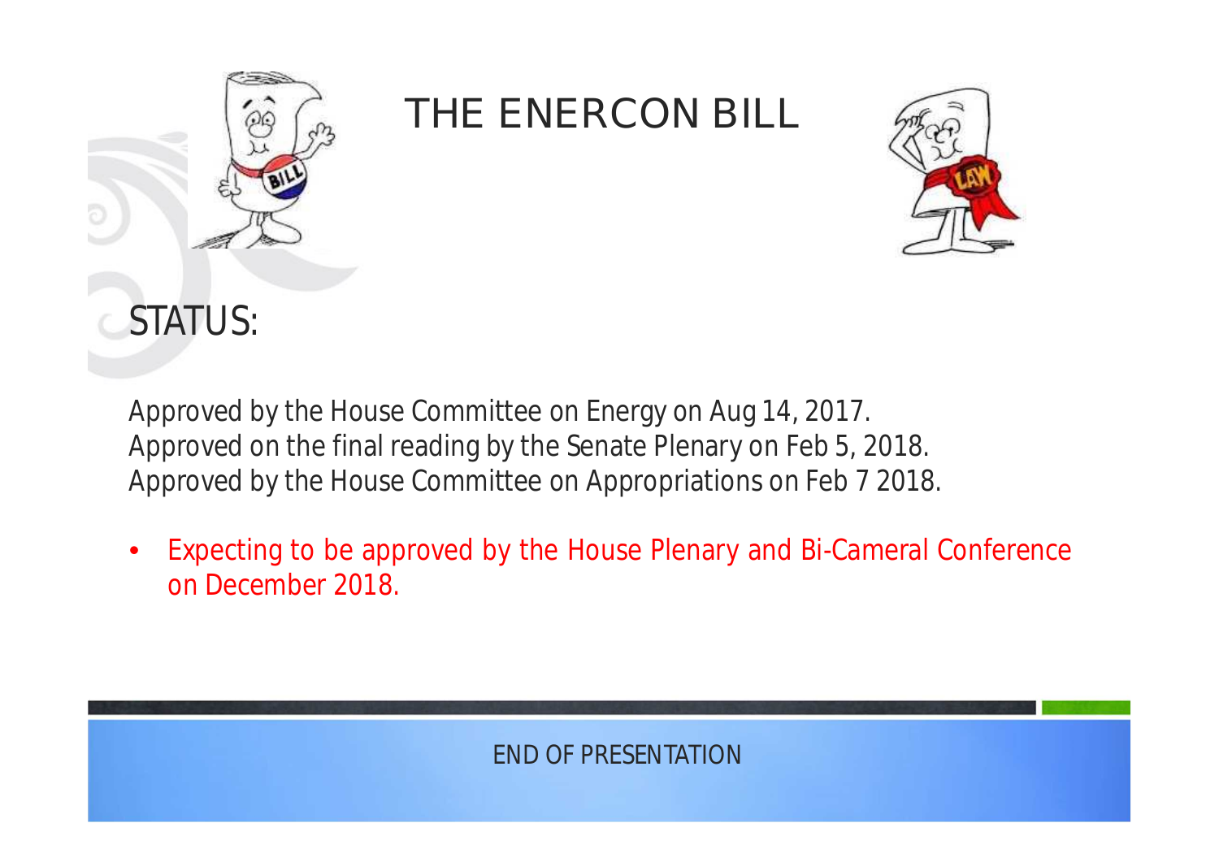# THE ENERCON BILL

## STATUS:

Approved by the House Committee on Energy on Aug 14, 2017.
Approved on the final reading by the Senate Plenary on Feb 5, 2018.
Approved by the House Committee on Appropriations on Feb 7 2018.

- Expecting to be approved by the House Plenary and Bi-Cameral Conference on December 2018.

END OF PRESENTATION